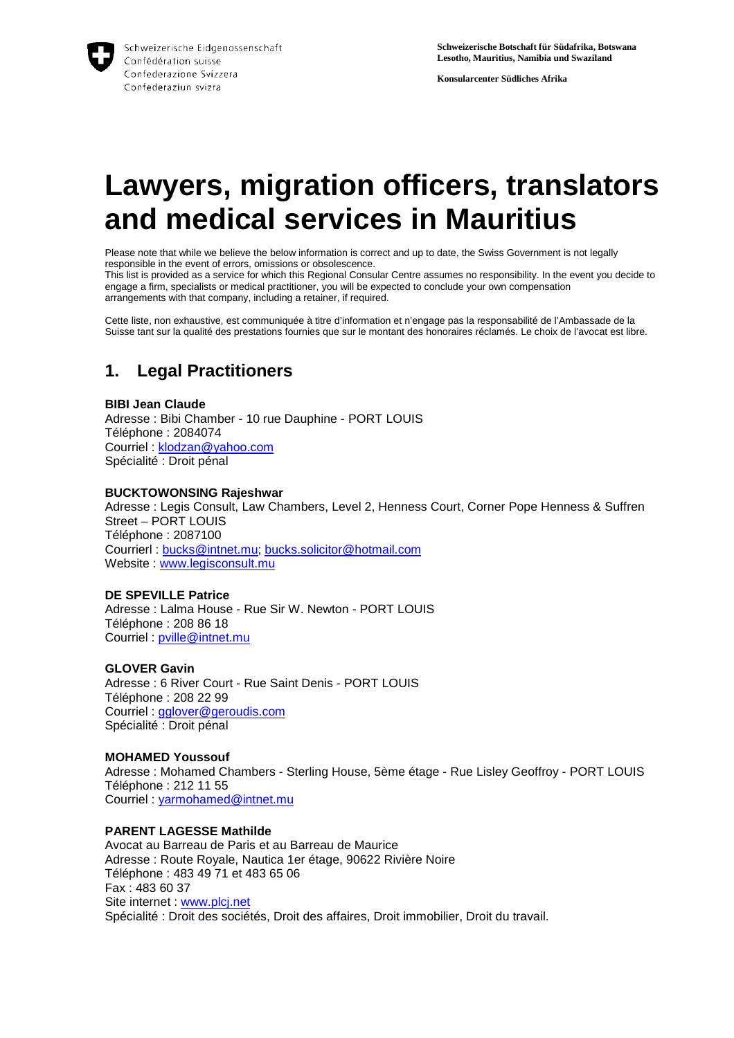Schweizerische Eidgenossenschaft
Confédération suisse
Confederazione Svizzera
Confederaziun svizra

**Schweizerische Botschaft für Südafrika, Botswana Lesotho, Mauritius, Namibia und Swaziland**

**Konsularcenter Südliches Afrika**

# Lawyers, migration officers, translators and medical services in Mauritius

Please note that while we believe the below information is correct and up to date, the Swiss Government is not legally responsible in the event of errors, omissions or obsolescence.
This list is provided as a service for which this Regional Consular Centre assumes no responsibility. In the event you decide to engage a firm, specialists or medical practitioner, you will be expected to conclude your own compensation arrangements with that company, including a retainer, if required.

Cette liste, non exhaustive, est communiquée à titre d'information et n'engage pas la responsabilité de l'Ambassade de la Suisse tant sur la qualité des prestations fournies que sur le montant des honoraires réclamés. Le choix de l'avocat est libre.

## 1. Legal Practitioners

**BIBI Jean Claude**
Adresse : Bibi Chamber - 10 rue Dauphine - PORT LOUIS
Téléphone : 2084074
Courriel : klodzan@yahoo.com
Spécialité : Droit pénal

**BUCKTOWONSING Rajeshwar**
Adresse : Legis Consult, Law Chambers, Level 2, Henness Court, Corner Pope Henness & Suffren Street – PORT LOUIS
Téléphone : 2087100
Courrierl : bucks@intnet.mu; bucks.solicitor@hotmail.com
Website : www.legisconsult.mu

**DE SPEVILLE Patrice**
Adresse : Lalma House - Rue Sir W. Newton - PORT LOUIS
Téléphone : 208 86 18
Courriel : pville@intnet.mu

**GLOVER Gavin**
Adresse : 6 River Court - Rue Saint Denis - PORT LOUIS
Téléphone : 208 22 99
Courriel : gglover@geroudis.com
Spécialité : Droit pénal

**MOHAMED Youssouf**
Adresse : Mohamed Chambers - Sterling House, 5ème étage - Rue Lisley Geoffroy - PORT LOUIS
Téléphone : 212 11 55
Courriel : yarmohamed@intnet.mu

**PARENT LAGESSE Mathilde**
Avocat au Barreau de Paris et au Barreau de Maurice
Adresse : Route Royale, Nautica 1er étage, 90622 Rivière Noire
Téléphone : 483 49 71 et 483 65 06
Fax : 483 60 37
Site internet : www.plcj.net
Spécialité : Droit des sociétés, Droit des affaires, Droit immobilier, Droit du travail.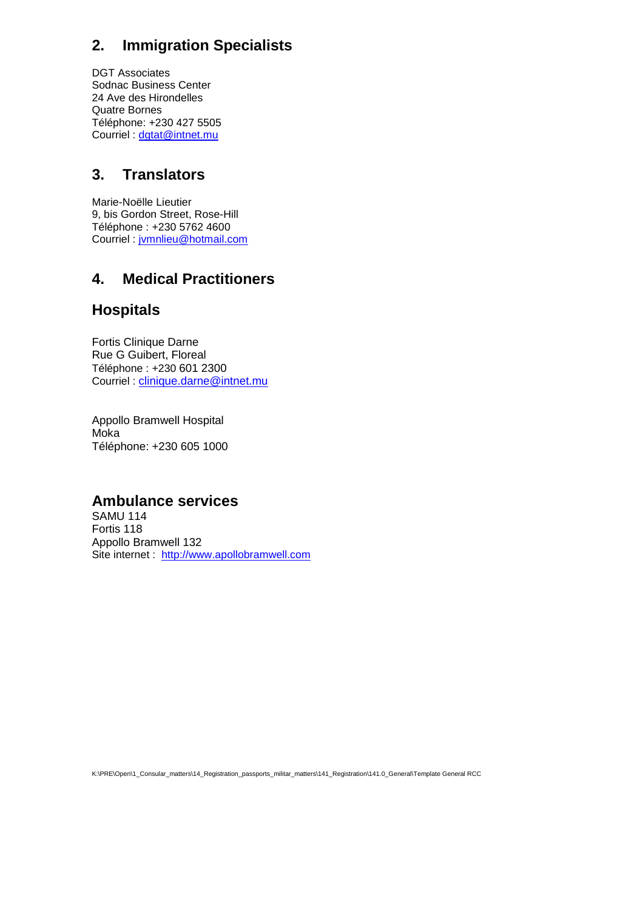## 2. Immigration Specialists

DGT Associates
Sodnac Business Center
24 Ave des Hirondelles
Quatre Bornes
Téléphone: +230 427 5505
Courriel : dgtat@intnet.mu

## 3. Translators

Marie-Noëlle Lieutier
9, bis Gordon Street, Rose-Hill
Téléphone : +230 5762 4600
Courriel : jvmnlieu@hotmail.com

## 4. Medical Practitioners

## Hospitals

Fortis Clinique Darne
Rue G Guibert, Floreal
Téléphone : +230 601 2300
Courriel : clinique.darne@intnet.mu

Appollo Bramwell Hospital
Moka
Téléphone: +230 605 1000

## Ambulance services

SAMU 114
Fortis 118
Appollo Bramwell 132
Site internet : http://www.apollobramwell.com

K:\PRE\Open\1_Consular_matters\14_Registration_passports_militar_matters\141_Registration\141.0_General\Template General RCC